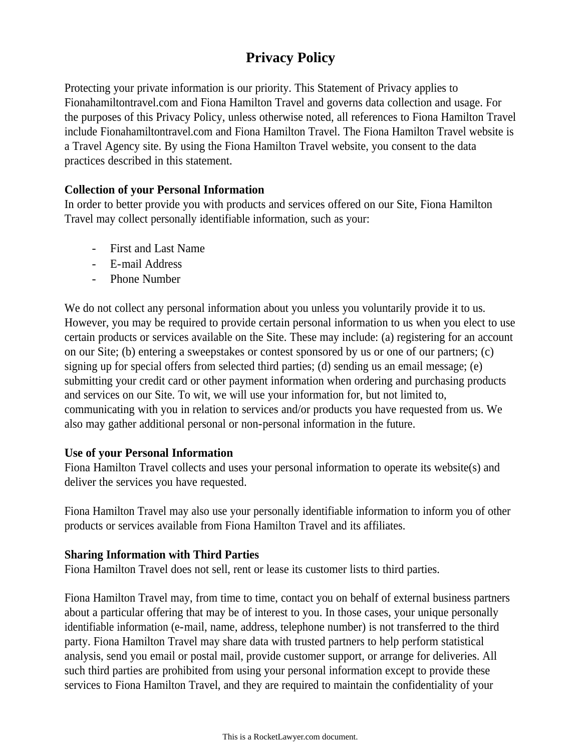# Privacy Policy

Protecting your private information is our priority. This Statement of Privacy applies to Fionahamiltontravel.com and Fiona Hamilton Travel and governs data collection and usage. For the purposes of this Privacy Policy, unless otherwise noted, all references to Fiona Hamilton Travel include Fionahamiltontravel.com and Fiona Hamilton Travel. The Fiona Hamilton Travel website is a Travel Agency site. By using the Fiona Hamilton Travel website, you consent to the data practices described in this statement.

**Collection of your Personal Information**

In order to better provide you with products and services offered on our Site, Fiona Hamilton Travel may collect personally identifiable information, such as your:

- First and Last Name
- E-mail Address
- Phone Number

We do not collect any personal information about you unless you voluntarily provide it to us. However, you may be required to provide certain personal information to us when you elect to use certain products or services available on the Site. These may include: (a) registering for an account on our Site; (b) entering a sweepstakes or contest sponsored by us or one of our partners; (c) signing up for special offers from selected third parties; (d) sending us an email message; (e) submitting your credit card or other payment information when ordering and purchasing products and services on our Site. To wit, we will use your information for, but not limited to, communicating with you in relation to services and/or products you have requested from us. We also may gather additional personal or non-personal information in the future.

**Use of your Personal Information**

Fiona Hamilton Travel collects and uses your personal information to operate its website(s) and deliver the services you have requested.

Fiona Hamilton Travel may also use your personally identifiable information to inform you of other products or services available from Fiona Hamilton Travel and its affiliates.

**Sharing Information with Third Parties**

Fiona Hamilton Travel does not sell, rent or lease its customer lists to third parties.

Fiona Hamilton Travel may, from time to time, contact you on behalf of external business partners about a particular offering that may be of interest to you. In those cases, your unique personally identifiable information (e-mail, name, address, telephone number) is not transferred to the third party. Fiona Hamilton Travel may share data with trusted partners to help perform statistical analysis, send you email or postal mail, provide customer support, or arrange for deliveries. All such third parties are prohibited from using your personal information except to provide these services to Fiona Hamilton Travel, and they are required to maintain the confidentiality of your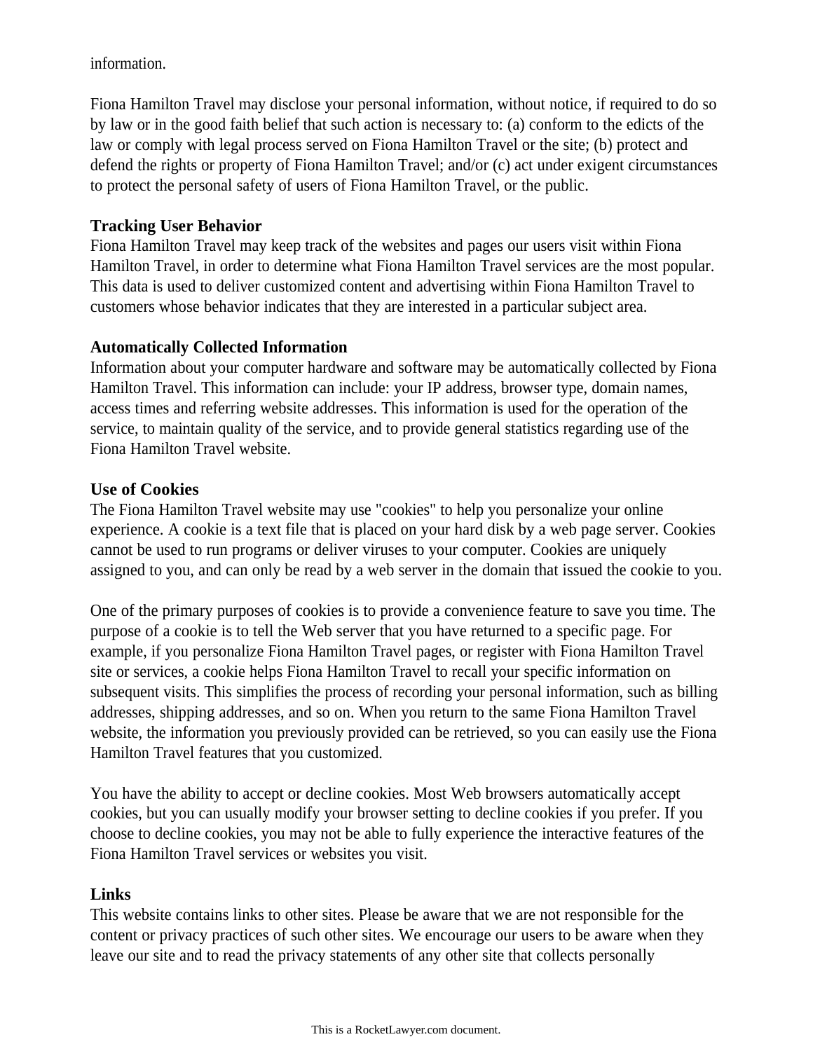information.

Fiona Hamilton Travel may disclose your personal information, without notice, if required to do so by law or in the good faith belief that such action is necessary to: (a) conform to the edicts of the law or comply with legal process served on Fiona Hamilton Travel or the site; (b) protect and defend the rights or property of Fiona Hamilton Travel; and/or (c) act under exigent circumstances to protect the personal safety of users of Fiona Hamilton Travel, or the public.

**Tracking User Behavior**
Fiona Hamilton Travel may keep track of the websites and pages our users visit within Fiona Hamilton Travel, in order to determine what Fiona Hamilton Travel services are the most popular. This data is used to deliver customized content and advertising within Fiona Hamilton Travel to customers whose behavior indicates that they are interested in a particular subject area.

**Automatically Collected Information**
Information about your computer hardware and software may be automatically collected by Fiona Hamilton Travel. This information can include: your IP address, browser type, domain names, access times and referring website addresses. This information is used for the operation of the service, to maintain quality of the service, and to provide general statistics regarding use of the Fiona Hamilton Travel website.

**Use of Cookies**
The Fiona Hamilton Travel website may use "cookies" to help you personalize your online experience. A cookie is a text file that is placed on your hard disk by a web page server. Cookies cannot be used to run programs or deliver viruses to your computer. Cookies are uniquely assigned to you, and can only be read by a web server in the domain that issued the cookie to you.

One of the primary purposes of cookies is to provide a convenience feature to save you time. The purpose of a cookie is to tell the Web server that you have returned to a specific page. For example, if you personalize Fiona Hamilton Travel pages, or register with Fiona Hamilton Travel site or services, a cookie helps Fiona Hamilton Travel to recall your specific information on subsequent visits. This simplifies the process of recording your personal information, such as billing addresses, shipping addresses, and so on. When you return to the same Fiona Hamilton Travel website, the information you previously provided can be retrieved, so you can easily use the Fiona Hamilton Travel features that you customized.

You have the ability to accept or decline cookies. Most Web browsers automatically accept cookies, but you can usually modify your browser setting to decline cookies if you prefer. If you choose to decline cookies, you may not be able to fully experience the interactive features of the Fiona Hamilton Travel services or websites you visit.

**Links**
This website contains links to other sites. Please be aware that we are not responsible for the content or privacy practices of such other sites. We encourage our users to be aware when they leave our site and to read the privacy statements of any other site that collects personally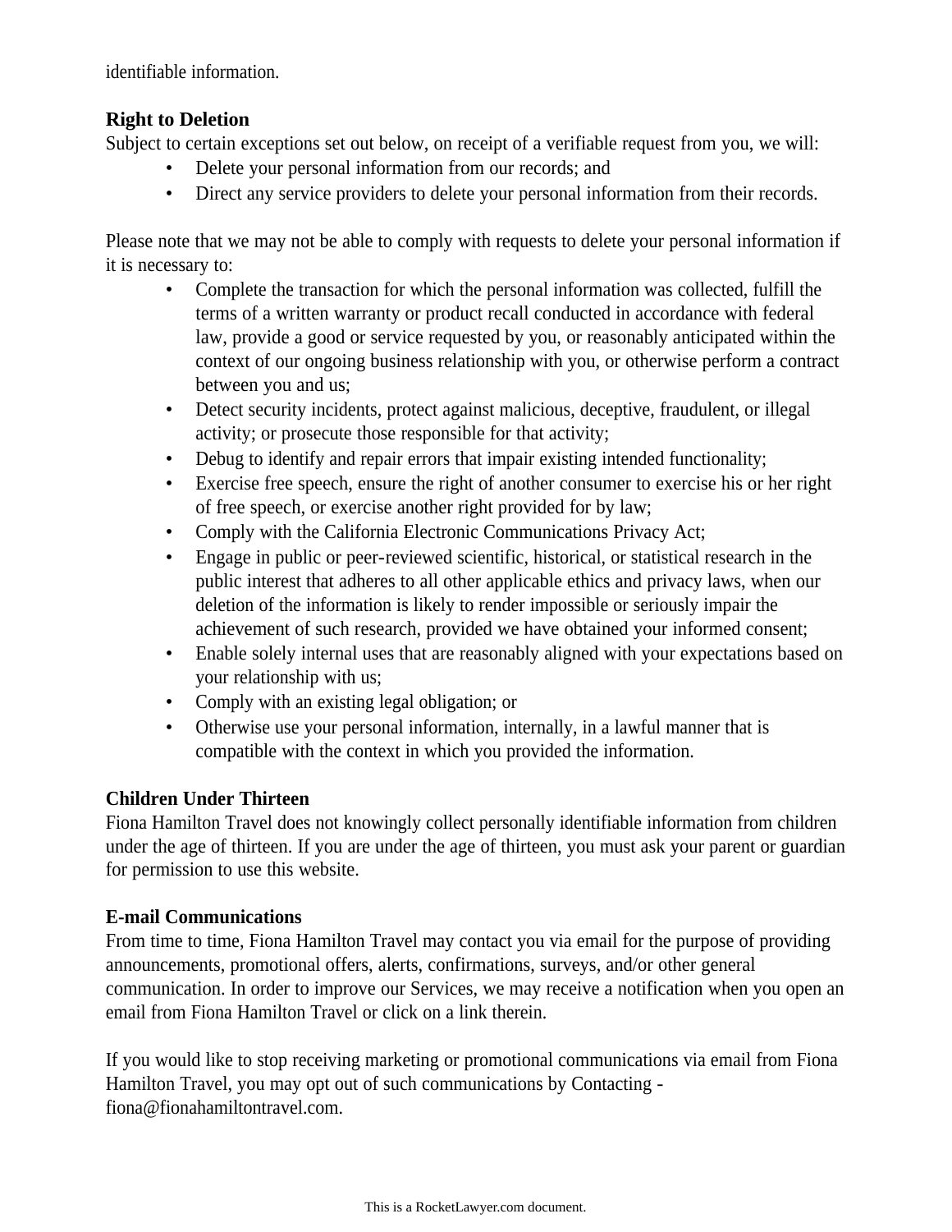identifiable information.

**Right to Deletion**

Subject to certain exceptions set out below, on receipt of a verifiable request from you, we will:

- Delete your personal information from our records; and
- Direct any service providers to delete your personal information from their records.

Please note that we may not be able to comply with requests to delete your personal information if it is necessary to:

- Complete the transaction for which the personal information was collected, fulfill the terms of a written warranty or product recall conducted in accordance with federal law, provide a good or service requested by you, or reasonably anticipated within the context of our ongoing business relationship with you, or otherwise perform a contract between you and us;
- Detect security incidents, protect against malicious, deceptive, fraudulent, or illegal activity; or prosecute those responsible for that activity;
- Debug to identify and repair errors that impair existing intended functionality;
- Exercise free speech, ensure the right of another consumer to exercise his or her right of free speech, or exercise another right provided for by law;
- Comply with the California Electronic Communications Privacy Act;
- Engage in public or peer-reviewed scientific, historical, or statistical research in the public interest that adheres to all other applicable ethics and privacy laws, when our deletion of the information is likely to render impossible or seriously impair the achievement of such research, provided we have obtained your informed consent;
- Enable solely internal uses that are reasonably aligned with your expectations based on your relationship with us;
- Comply with an existing legal obligation; or
- Otherwise use your personal information, internally, in a lawful manner that is compatible with the context in which you provided the information.

**Children Under Thirteen**

Fiona Hamilton Travel does not knowingly collect personally identifiable information from children under the age of thirteen. If you are under the age of thirteen, you must ask your parent or guardian for permission to use this website.

**E-mail Communications**

From time to time, Fiona Hamilton Travel may contact you via email for the purpose of providing announcements, promotional offers, alerts, confirmations, surveys, and/or other general communication. In order to improve our Services, we may receive a notification when you open an email from Fiona Hamilton Travel or click on a link therein.

If you would like to stop receiving marketing or promotional communications via email from Fiona Hamilton Travel, you may opt out of such communications by Contacting - fiona@fionahamiltontravel.com.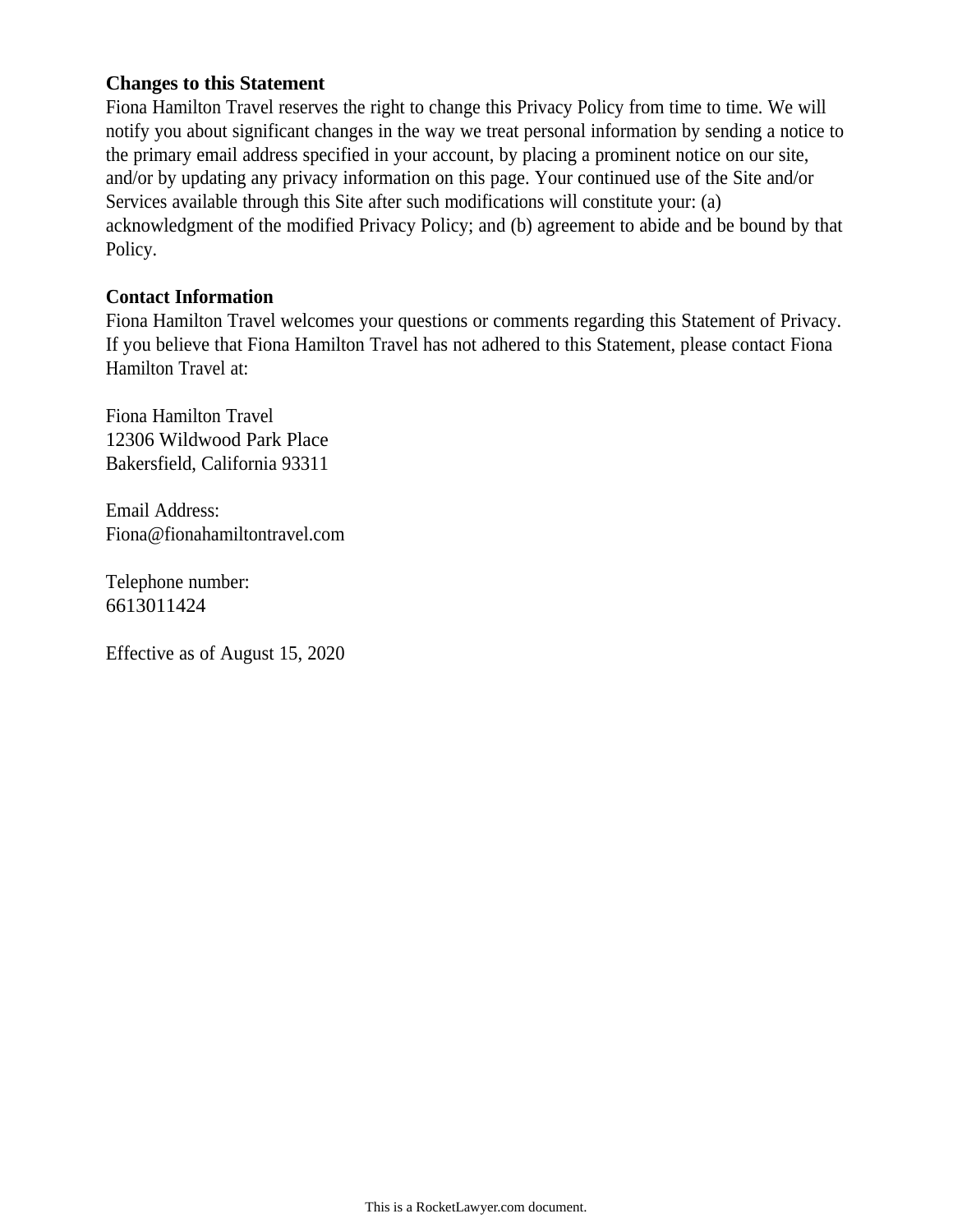**Changes to this Statement**

Fiona Hamilton Travel reserves the right to change this Privacy Policy from time to time. We will notify you about significant changes in the way we treat personal information by sending a notice to the primary email address specified in your account, by placing a prominent notice on our site, and/or by updating any privacy information on this page. Your continued use of the Site and/or Services available through this Site after such modifications will constitute your: (a) acknowledgment of the modified Privacy Policy; and (b) agreement to abide and be bound by that Policy.

**Contact Information**

Fiona Hamilton Travel welcomes your questions or comments regarding this Statement of Privacy. If you believe that Fiona Hamilton Travel has not adhered to this Statement, please contact Fiona Hamilton Travel at:

Fiona Hamilton Travel
12306 Wildwood Park Place
Bakersfield, California 93311

Email Address:
Fiona@fionahamiltontravel.com

Telephone number:
6613011424

Effective as of August 15, 2020

This is a RocketLawyer.com document.